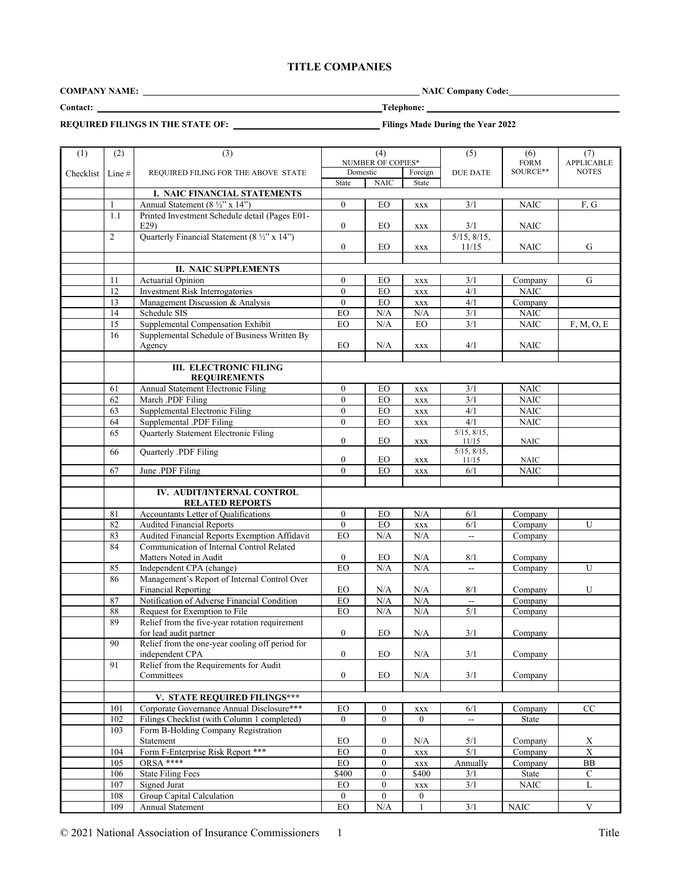## TITLE COMPANIES

**COMPANY NAME:** \_\_\_\_\_\_\_\_\_\_\_\_\_\_\_\_\_\_\_\_ **NAIC Company Code:** \_\_\_\_\_\_\_\_\_\_

**Contact:** \_\_\_\_\_\_\_\_\_\_\_\_\_\_\_\_\_\_\_\_ **Telephone:** \_\_\_\_\_\_\_\_\_\_

**REQUIRED FILINGS IN THE STATE OF:** \_\_\_\_\_\_\_\_\_\_ **Filings Made During the Year 2022**

| (1) | (2) | (3) | (4) | | | (5) | (6) | (7) |
|---|---|---|---|---|---|---|---|---|
| | | | NUMBER OF COPIES* | | | | | |
| Checklist | Line # | REQUIRED FILING FOR THE ABOVE STATE | Domestic | | Foreign | DUE DATE | FORM SOURCE** | APPLICABLE NOTES |
| | | | State | NAIC | State | | | |
| | | **I. NAIC FINANCIAL STATEMENTS** | | | | | | |
| | 1 | Annual Statement (8 ½" x 14") | 0 | EO | xxx | 3/1 | NAIC | F, G |
| | 1.1 | Printed Investment Schedule detail (Pages E01-E29) | 0 | EO | xxx | 3/1 | NAIC | |
| | 2 | Quarterly Financial Statement (8 ½" x 14") | 0 | EO | xxx | 5/15, 8/15, 11/15 | NAIC | G |
| | | | | | | | | |
| | | **II. NAIC SUPPLEMENTS** | | | | | | |
| | 11 | Actuarial Opinion | 0 | EO | xxx | 3/1 | Company | G |
| | 12 | Investment Risk Interrogatories | 0 | EO | xxx | 4/1 | NAIC | |
| | 13 | Management Discussion & Analysis | 0 | EO | xxx | 4/1 | Company | |
| | 14 | Schedule SIS | EO | N/A | N/A | 3/1 | NAIC | |
| | 15 | Supplemental Compensation Exhibit | EO | N/A | EO | 3/1 | NAIC | F, M, O, E |
| | 16 | Supplemental Schedule of Business Written By Agency | EO | N/A | xxx | 4/1 | NAIC | |
| | | | | | | | | |
| | | **III. ELECTRONIC FILING REQUIREMENTS** | | | | | | |
| | 61 | Annual Statement Electronic Filing | 0 | EO | xxx | 3/1 | NAIC | |
| | 62 | March .PDF Filing | 0 | EO | xxx | 3/1 | NAIC | |
| | 63 | Supplemental Electronic Filing | 0 | EO | xxx | 4/1 | NAIC | |
| | 64 | Supplemental .PDF Filing | 0 | EO | xxx | 4/1 | NAIC | |
| | 65 | Quarterly Statement Electronic Filing | 0 | EO | xxx | 5/15, 8/15, 11/15 | NAIC | |
| | 66 | Quarterly .PDF Filing | 0 | EO | xxx | 5/15, 8/15, 11/15 | NAIC | |
| | 67 | June .PDF Filing | 0 | EO | xxx | 6/1 | NAIC | |
| | | | | | | | | |
| | | **IV. AUDIT/INTERNAL CONTROL RELATED REPORTS** | | | | | | |
| | 81 | Accountants Letter of Qualifications | 0 | EO | N/A | 6/1 | Company | |
| | 82 | Audited Financial Reports | 0 | EO | xxx | 6/1 | Company | U |
| | 83 | Audited Financial Reports Exemption Affidavit | EO | N/A | N/A | -- | Company | |
| | 84 | Communication of Internal Control Related Matters Noted in Audit | 0 | EO | N/A | 8/1 | Company | |
| | 85 | Independent CPA (change) | EO | N/A | N/A | -- | Company | U |
| | 86 | Management's Report of Internal Control Over Financial Reporting | EO | N/A | N/A | 8/1 | Company | U |
| | 87 | Notification of Adverse Financial Condition | EO | N/A | N/A | -- | Company | |
| | 88 | Request for Exemption to File | EO | N/A | N/A | 5/1 | Company | |
| | 89 | Relief from the five-year rotation requirement for lead audit partner | 0 | EO | N/A | 3/1 | Company | |
| | 90 | Relief from the one-year cooling off period for independent CPA | 0 | EO | N/A | 3/1 | Company | |
| | 91 | Relief from the Requirements for Audit Committees | 0 | EO | N/A | 3/1 | Company | |
| | | | | | | | | |
| | | **V. STATE REQUIRED FILINGS*** ** | | | | | | |
| | 101 | Corporate Governance Annual Disclosure*** | EO | 0 | xxx | 6/1 | Company | CC |
| | 102 | Filings Checklist (with Column 1 completed) | 0 | 0 | 0 | -- | State | |
| | 103 | Form B-Holding Company Registration Statement | EO | 0 | N/A | 5/1 | Company | X |
| | 104 | Form F-Enterprise Risk Report *** | EO | 0 | xxx | 5/1 | Company | X |
| | 105 | ORSA **** | EO | 0 | xxx | Annually | Company | BB |
| | 106 | State Filing Fees | $400 | 0 | $400 | 3/1 | State | C |
| | 107 | Signed Jurat | EO | 0 | xxx | 3/1 | NAIC | L |
| | 108 | Group Capital Calculation | 0 | 0 | 0 | | | |
| | 109 | Annual Statement | EO | N/A | 1 | 3/1 | NAIC | V |

© 2021 National Association of Insurance Commissioners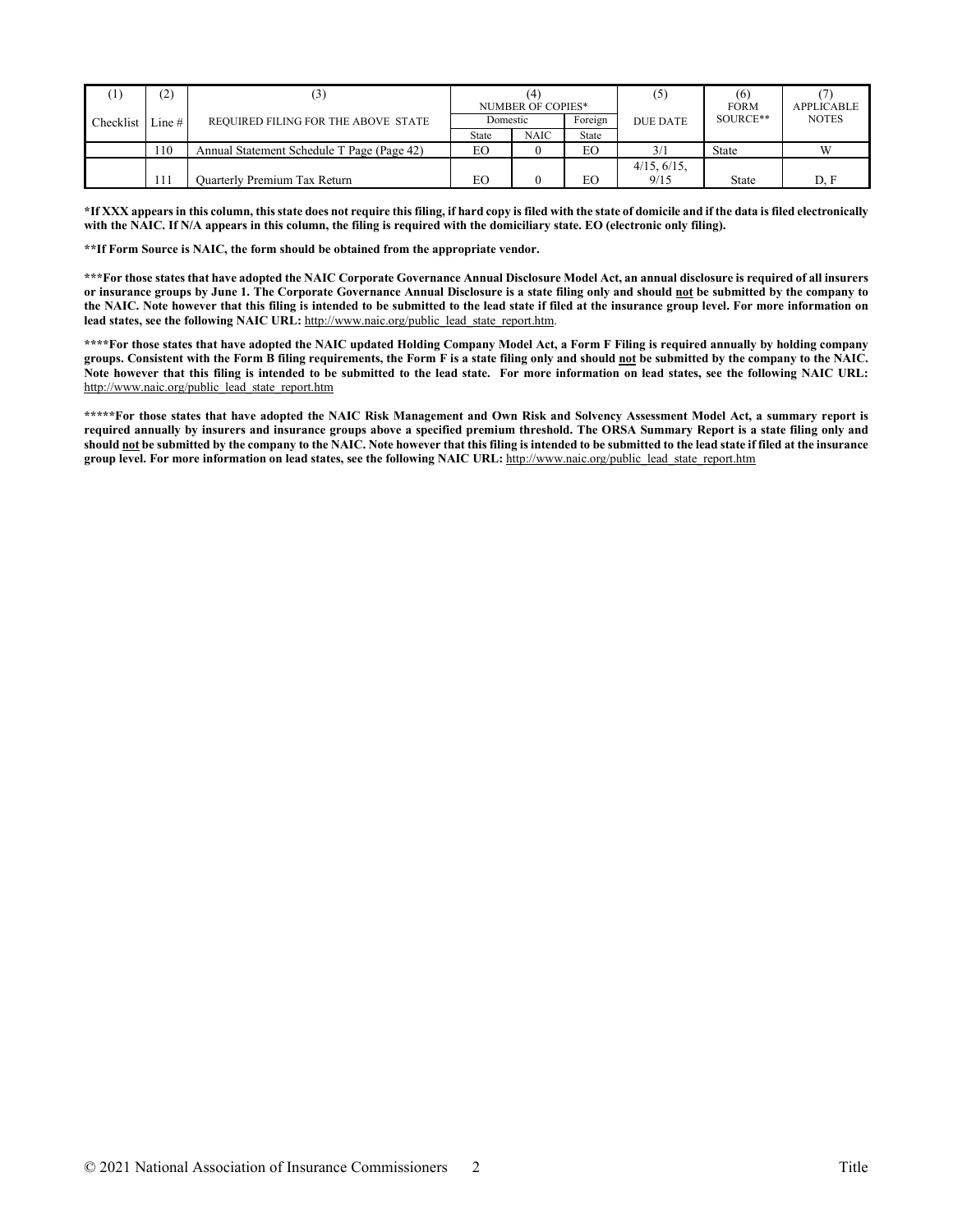| (1) | (2) | (3) | (4) | | | (5) | (6) | (7) |
|---|---|---|---|---|---|---|---|---|
| | | | NUMBER OF COPIES* | | | | FORM | APPLICABLE |
| Checklist | Line # | REQUIRED FILING FOR THE ABOVE STATE | Domestic | | Foreign | DUE DATE | SOURCE** | NOTES |
| | | | State | NAIC | State | | | |
| | 110 | Annual Statement Schedule T Page (Page 42) | EO | 0 | EO | 3/1 | State | W |
| | 111 | Quarterly Premium Tax Return | EO | 0 | EO | 4/15, 6/15, 9/15 | State | D, F |

**\*If XXX appears in this column, this state does not require this filing, if hard copy is filed with the state of domicile and if the data is filed electronically with the NAIC. If N/A appears in this column, the filing is required with the domiciliary state. EO (electronic only filing).**

**\*\*If Form Source is NAIC, the form should be obtained from the appropriate vendor.**

**\*\*\*For those states that have adopted the NAIC Corporate Governance Annual Disclosure Model Act, an annual disclosure is required of all insurers or insurance groups by June 1. The Corporate Governance Annual Disclosure is a state filing only and should not be submitted by the company to the NAIC. Note however that this filing is intended to be submitted to the lead state if filed at the insurance group level. For more information on lead states, see the following NAIC URL:** http://www.naic.org/public_lead_state_report.htm.

**\*\*\*\*For those states that have adopted the NAIC updated Holding Company Model Act, a Form F Filing is required annually by holding company groups. Consistent with the Form B filing requirements, the Form F is a state filing only and should not be submitted by the company to the NAIC. Note however that this filing is intended to be submitted to the lead state. For more information on lead states, see the following NAIC URL:** http://www.naic.org/public_lead_state_report.htm

**\*\*\*\*\*For those states that have adopted the NAIC Risk Management and Own Risk and Solvency Assessment Model Act, a summary report is required annually by insurers and insurance groups above a specified premium threshold. The ORSA Summary Report is a state filing only and should not be submitted by the company to the NAIC. Note however that this filing is intended to be submitted to the lead state if filed at the insurance group level. For more information on lead states, see the following NAIC URL:** http://www.naic.org/public_lead_state_report.htm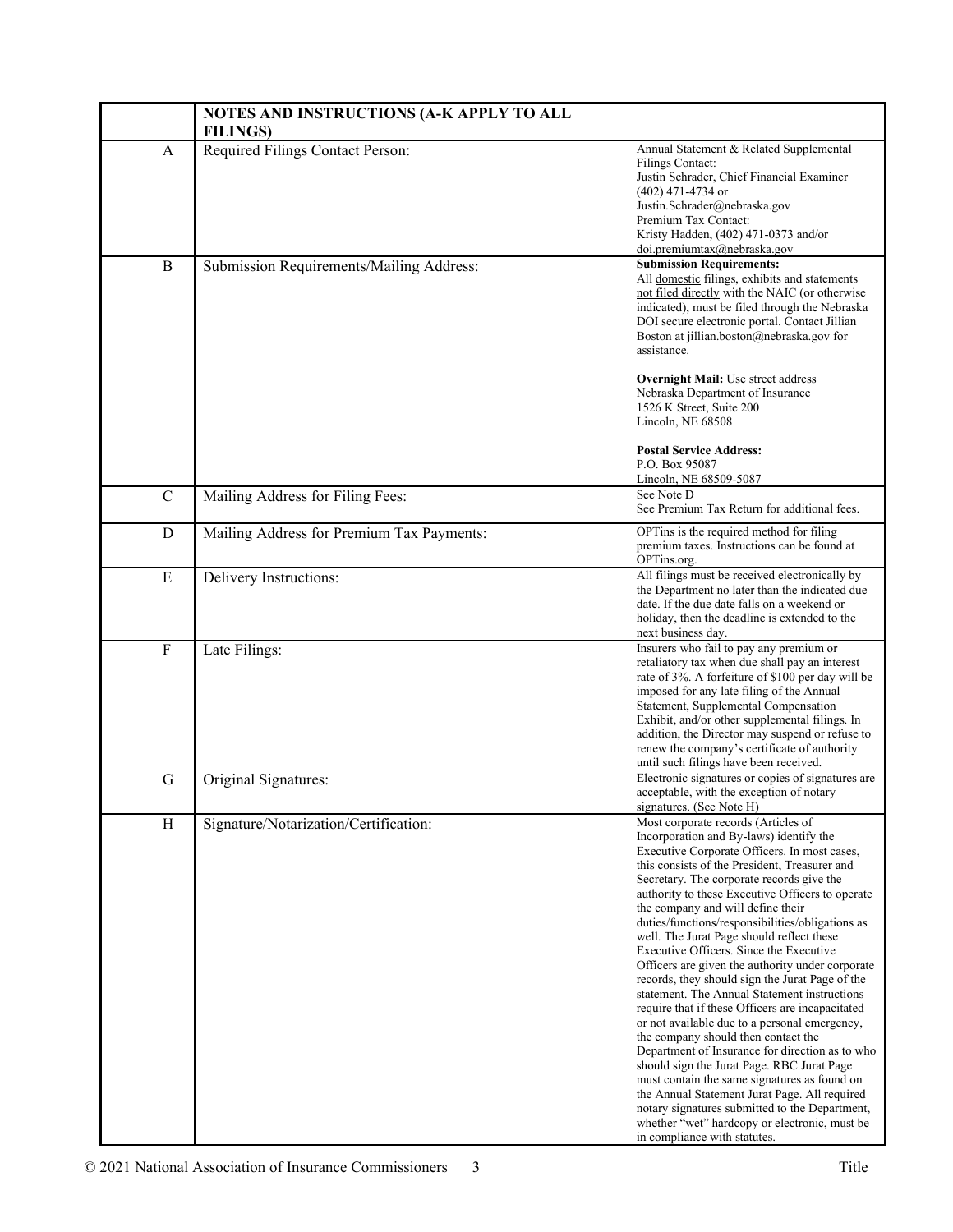| | | NOTES AND INSTRUCTIONS (A-K APPLY TO ALL FILINGS) | |
|---|---|---|---|
| | A | Required Filings Contact Person: | Annual Statement & Related Supplemental Filings Contact:<br>Justin Schrader, Chief Financial Examiner (402) 471-4734 or Justin.Schrader@nebraska.gov<br>Premium Tax Contact:<br>Kristy Hadden, (402) 471-0373 and/or doi.premiumtax@nebraska.gov |
| | B | Submission Requirements/Mailing Address: | **Submission Requirements:**<br>All domestic filings, exhibits and statements not filed directly with the NAIC (or otherwise indicated), must be filed through the Nebraska DOI secure electronic portal. Contact Jillian Boston at jillian.boston@nebraska.gov for assistance.<br><br>**Overnight Mail:** Use street address<br>Nebraska Department of Insurance<br>1526 K Street, Suite 200<br>Lincoln, NE 68508<br><br>**Postal Service Address:**<br>P.O. Box 95087<br>Lincoln, NE 68509-5087 |
| | C | Mailing Address for Filing Fees: | See Note D<br>See Premium Tax Return for additional fees. |
| | D | Mailing Address for Premium Tax Payments: | OPTins is the required method for filing premium taxes. Instructions can be found at OPTins.org. |
| | E | Delivery Instructions: | All filings must be received electronically by the Department no later than the indicated due date. If the due date falls on a weekend or holiday, then the deadline is extended to the next business day. |
| | F | Late Filings: | Insurers who fail to pay any premium or retaliatory tax when due shall pay an interest rate of 3%. A forfeiture of $100 per day will be imposed for any late filing of the Annual Statement, Supplemental Compensation Exhibit, and/or other supplemental filings. In addition, the Director may suspend or refuse to renew the company's certificate of authority until such filings have been received. |
| | G | Original Signatures: | Electronic signatures or copies of signatures are acceptable, with the exception of notary signatures. (See Note H) |
| | H | Signature/Notarization/Certification: | Most corporate records (Articles of Incorporation and By-laws) identify the Executive Corporate Officers. In most cases, this consists of the President, Treasurer and Secretary. The corporate records give the authority to these Executive Officers to operate the company and will define their duties/functions/responsibilities/obligations as well. The Jurat Page should reflect these Executive Officers. Since the Executive Officers are given the authority under corporate records, they should sign the Jurat Page of the statement. The Annual Statement instructions require that if these Officers are incapacitated or not available due to a personal emergency, the company should then contact the Department of Insurance for direction as to who should sign the Jurat Page. RBC Jurat Page must contain the same signatures as found on the Annual Statement Jurat Page. All required notary signatures submitted to the Department, whether "wet" hardcopy or electronic, must be in compliance with statutes. |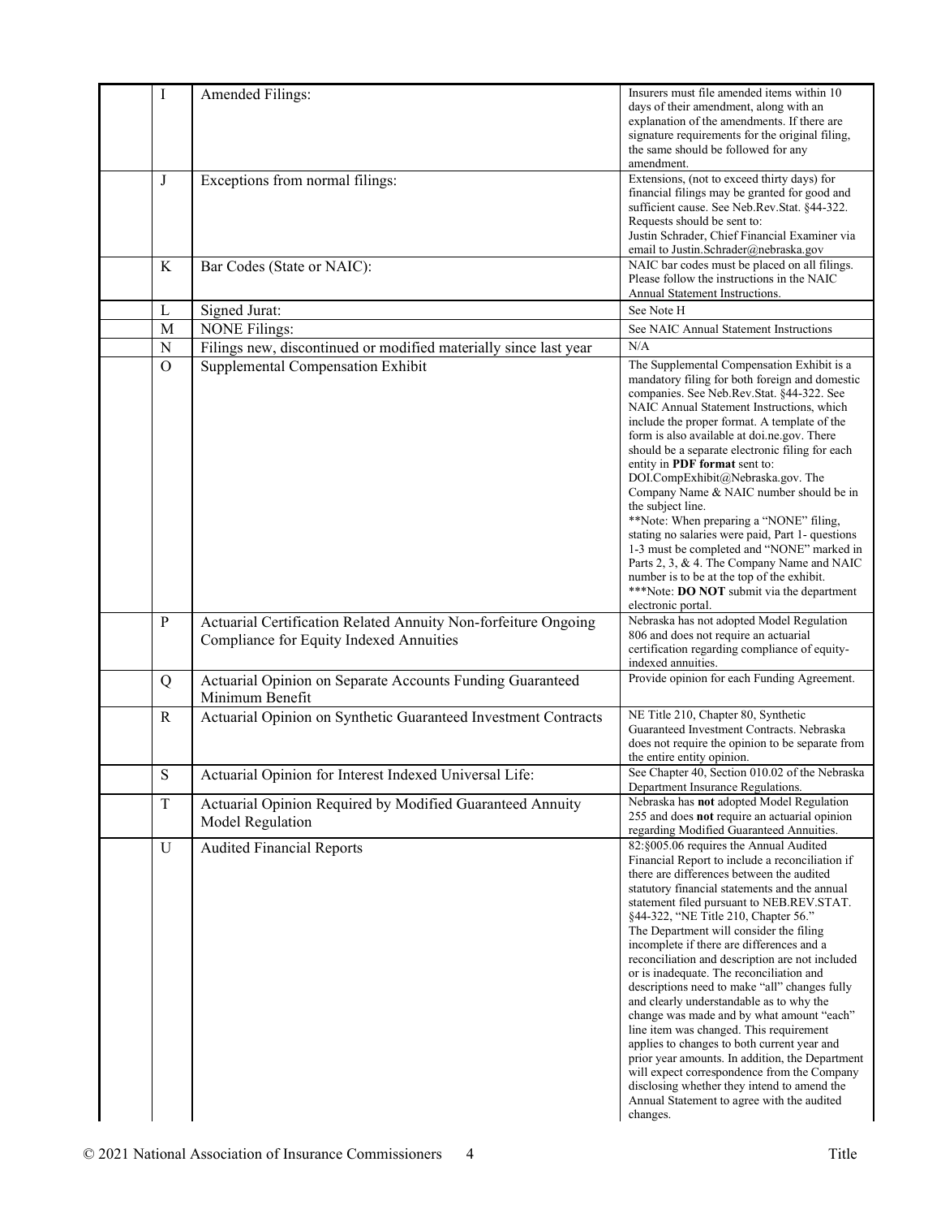| | | | |
|---|---|---|---|
| | I | Amended Filings: | Insurers must file amended items within 10 days of their amendment, along with an explanation of the amendments. If there are signature requirements for the original filing, the same should be followed for any amendment. |
| | J | Exceptions from normal filings: | Extensions, (not to exceed thirty days) for financial filings may be granted for good and sufficient cause. See Neb.Rev.Stat. §44-322. Requests should be sent to: Justin Schrader, Chief Financial Examiner via email to Justin.Schrader@nebraska.gov |
| | K | Bar Codes (State or NAIC): | NAIC bar codes must be placed on all filings. Please follow the instructions in the NAIC Annual Statement Instructions. |
| | L | Signed Jurat: | See Note H |
| | M | NONE Filings: | See NAIC Annual Statement Instructions |
| | N | Filings new, discontinued or modified materially since last year | N/A |
| | O | Supplemental Compensation Exhibit | The Supplemental Compensation Exhibit is a mandatory filing for both foreign and domestic companies. See Neb.Rev.Stat. §44-322. See NAIC Annual Statement Instructions, which include the proper format. A template of the form is also available at doi.ne.gov. There should be a separate electronic filing for each entity in **PDF format** sent to: DOI.CompExhibit@Nebraska.gov. The Company Name & NAIC number should be in the subject line.<br>**Note: When preparing a "NONE" filing, stating no salaries were paid, Part 1- questions 1-3 must be completed and "NONE" marked in Parts 2, 3, & 4. The Company Name and NAIC number is to be at the top of the exhibit.<br>***Note: **DO NOT** submit via the department electronic portal. |
| | P | Actuarial Certification Related Annuity Non-forfeiture Ongoing Compliance for Equity Indexed Annuities | Nebraska has not adopted Model Regulation 806 and does not require an actuarial certification regarding compliance of equity-indexed annuities. |
| | Q | Actuarial Opinion on Separate Accounts Funding Guaranteed Minimum Benefit | Provide opinion for each Funding Agreement. |
| | R | Actuarial Opinion on Synthetic Guaranteed Investment Contracts | NE Title 210, Chapter 80, Synthetic Guaranteed Investment Contracts. Nebraska does not require the opinion to be separate from the entire entity opinion. |
| | S | Actuarial Opinion for Interest Indexed Universal Life: | See Chapter 40, Section 010.02 of the Nebraska Department Insurance Regulations. |
| | T | Actuarial Opinion Required by Modified Guaranteed Annuity Model Regulation | Nebraska has **not** adopted Model Regulation 255 and does **not** require an actuarial opinion regarding Modified Guaranteed Annuities. |
| | U | Audited Financial Reports | 82:§005.06 requires the Annual Audited Financial Report to include a reconciliation if there are differences between the audited statutory financial statements and the annual statement filed pursuant to NEB.REV.STAT. §44-322, "NE Title 210, Chapter 56."<br>The Department will consider the filing incomplete if there are differences and a reconciliation and description are not included or is inadequate. The reconciliation and descriptions need to make "all" changes fully and clearly understandable as to why the change was made and by what amount "each" line item was changed. This requirement applies to changes to both current year and prior year amounts. In addition, the Department will expect correspondence from the Company disclosing whether they intend to amend the Annual Statement to agree with the audited changes. |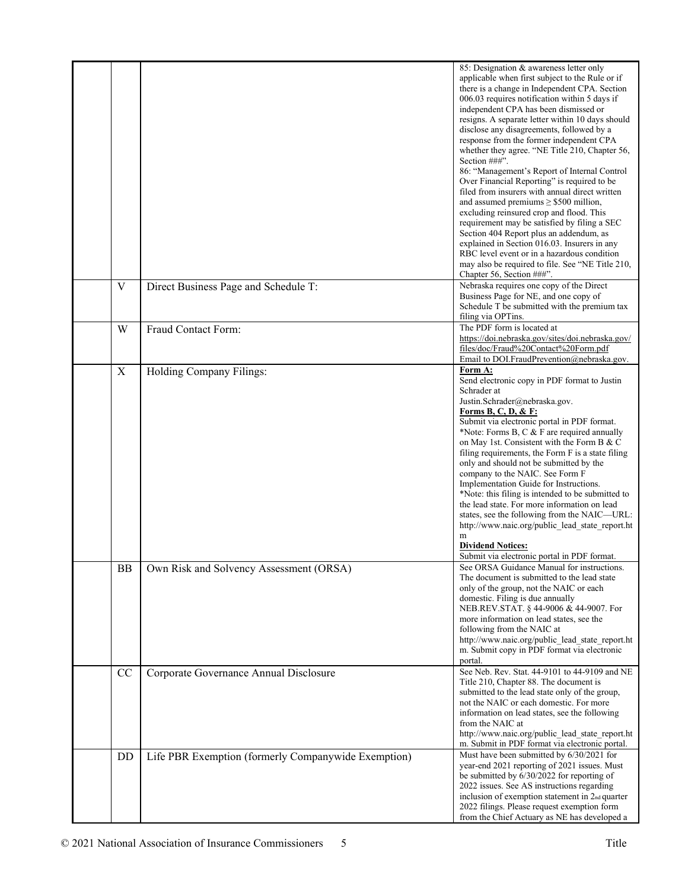| | | | |
|---|---|---|---|
| | | | 85: Designation & awareness letter only applicable when first subject to the Rule or if there is a change in Independent CPA. Section 006.03 requires notification within 5 days if independent CPA has been dismissed or resigns. A separate letter within 10 days should disclose any disagreements, followed by a response from the former independent CPA whether they agree. "NE Title 210, Chapter 56, Section ###".<br>86: "Management's Report of Internal Control Over Financial Reporting" is required to be filed from insurers with annual direct written and assumed premiums ≥ $500 million, excluding reinsured crop and flood. This requirement may be satisfied by filing a SEC Section 404 Report plus an addendum, as explained in Section 016.03. Insurers in any RBC level event or in a hazardous condition may also be required to file. See "NE Title 210, Chapter 56, Section ###". |
| | V | Direct Business Page and Schedule T: | Nebraska requires one copy of the Direct Business Page for NE, and one copy of Schedule T be submitted with the premium tax filing via OPTins. |
| | W | Fraud Contact Form: | The PDF form is located at https://doi.nebraska.gov/sites/doi.nebraska.gov/files/doc/Fraud%20Contact%20Form.pdf Email to DOI.FraudPrevention@nebraska.gov. |
| | X | Holding Company Filings: | **Form A:**<br>Send electronic copy in PDF format to Justin Schrader at Justin.Schrader@nebraska.gov.<br>**Forms B, C, D, & F:**<br>Submit via electronic portal in PDF format.<br>*Note: Forms B, C & F are required annually on May 1st. Consistent with the Form B & C filing requirements, the Form F is a state filing only and should not be submitted by the company to the NAIC. See Form F Implementation Guide for Instructions.<br>*Note: this filing is intended to be submitted to the lead state. For more information on lead states, see the following from the NAIC—URL: http://www.naic.org/public_lead_state_report.htm<br>**Dividend Notices:**<br>Submit via electronic portal in PDF format. |
| | BB | Own Risk and Solvency Assessment (ORSA) | See ORSA Guidance Manual for instructions. The document is submitted to the lead state only of the group, not the NAIC or each domestic. Filing is due annually NEB.REV.STAT. § 44-9006 & 44-9007. For more information on lead states, see the following from the NAIC at http://www.naic.org/public_lead_state_report.htm. Submit copy in PDF format via electronic portal. |
| | CC | Corporate Governance Annual Disclosure | See Neb. Rev. Stat. 44-9101 to 44-9109 and NE Title 210, Chapter 88. The document is submitted to the lead state only of the group, not the NAIC or each domestic. For more information on lead states, see the following from the NAIC at http://www.naic.org/public_lead_state_report.htm. Submit in PDF format via electronic portal. |
| | DD | Life PBR Exemption (formerly Companywide Exemption) | Must have been submitted by 6/30/2021 for year-end 2021 reporting of 2021 issues. Must be submitted by 6/30/2022 for reporting of 2022 issues. See AS instructions regarding inclusion of exemption statement in 2nd quarter 2022 filings. Please request exemption form from the Chief Actuary as NE has developed a |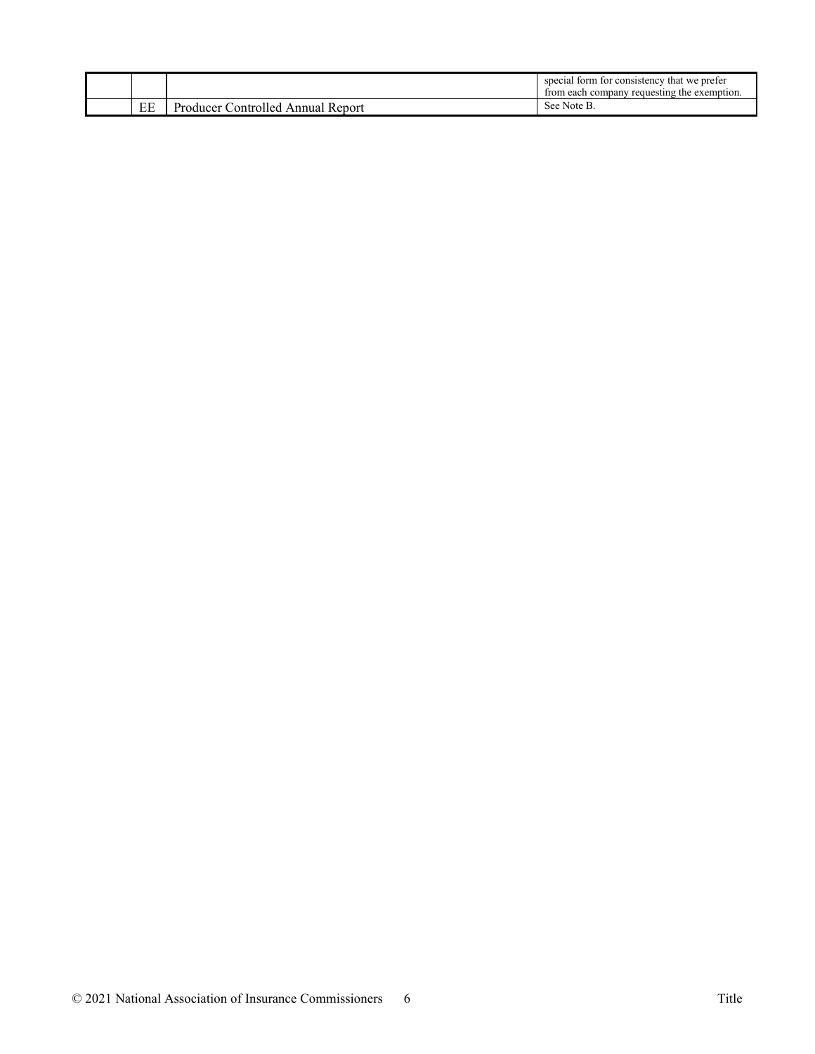| | | | |
|---|---|---|---|
| | | | special form for consistency that we prefer from each company requesting the exemption. |
| | EE | Producer Controlled Annual Report | See Note B. |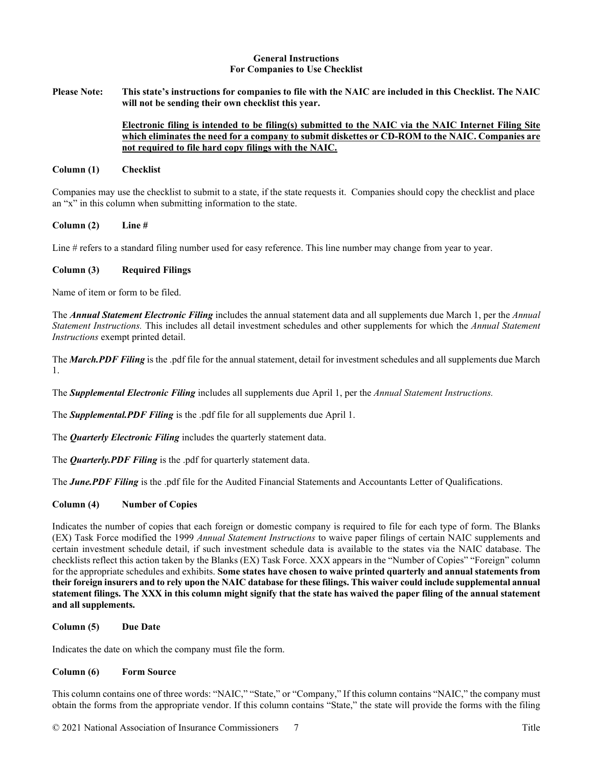**General Instructions**
**For Companies to Use Checklist**

**Please Note: This state's instructions for companies to file with the NAIC are included in this Checklist. The NAIC will not be sending their own checklist this year.**

**<u>Electronic filing is intended to be filing(s) submitted to the NAIC via the NAIC Internet Filing Site which eliminates the need for a company to submit diskettes or CD-ROM to the NAIC. Companies are not required to file hard copy filings with the NAIC.</u>**

**Column (1) Checklist**

Companies may use the checklist to submit to a state, if the state requests it. Companies should copy the checklist and place an "x" in this column when submitting information to the state.

**Column (2) Line #**

Line # refers to a standard filing number used for easy reference. This line number may change from year to year.

**Column (3) Required Filings**

Name of item or form to be filed.

The ***Annual Statement Electronic Filing*** includes the annual statement data and all supplements due March 1, per the *Annual Statement Instructions.* This includes all detail investment schedules and other supplements for which the *Annual Statement Instructions* exempt printed detail.

The ***March.PDF Filing*** is the .pdf file for the annual statement, detail for investment schedules and all supplements due March 1.

The ***Supplemental Electronic Filing*** includes all supplements due April 1, per the *Annual Statement Instructions.*

The ***Supplemental.PDF Filing*** is the .pdf file for all supplements due April 1.

The ***Quarterly Electronic Filing*** includes the quarterly statement data.

The ***Quarterly.PDF Filing*** is the .pdf for quarterly statement data.

The ***June.PDF Filing*** is the .pdf file for the Audited Financial Statements and Accountants Letter of Qualifications.

**Column (4) Number of Copies**

Indicates the number of copies that each foreign or domestic company is required to file for each type of form. The Blanks (EX) Task Force modified the 1999 *Annual Statement Instructions* to waive paper filings of certain NAIC supplements and certain investment schedule detail, if such investment schedule data is available to the states via the NAIC database. The checklists reflect this action taken by the Blanks (EX) Task Force. XXX appears in the "Number of Copies" "Foreign" column for the appropriate schedules and exhibits. **Some states have chosen to waive printed quarterly and annual statements from their foreign insurers and to rely upon the NAIC database for these filings. This waiver could include supplemental annual statement filings. The XXX in this column might signify that the state has waived the paper filing of the annual statement and all supplements.**

**Column (5) Due Date**

Indicates the date on which the company must file the form.

**Column (6) Form Source**

This column contains one of three words: "NAIC," "State," or "Company," If this column contains "NAIC," the company must obtain the forms from the appropriate vendor. If this column contains "State," the state will provide the forms with the filing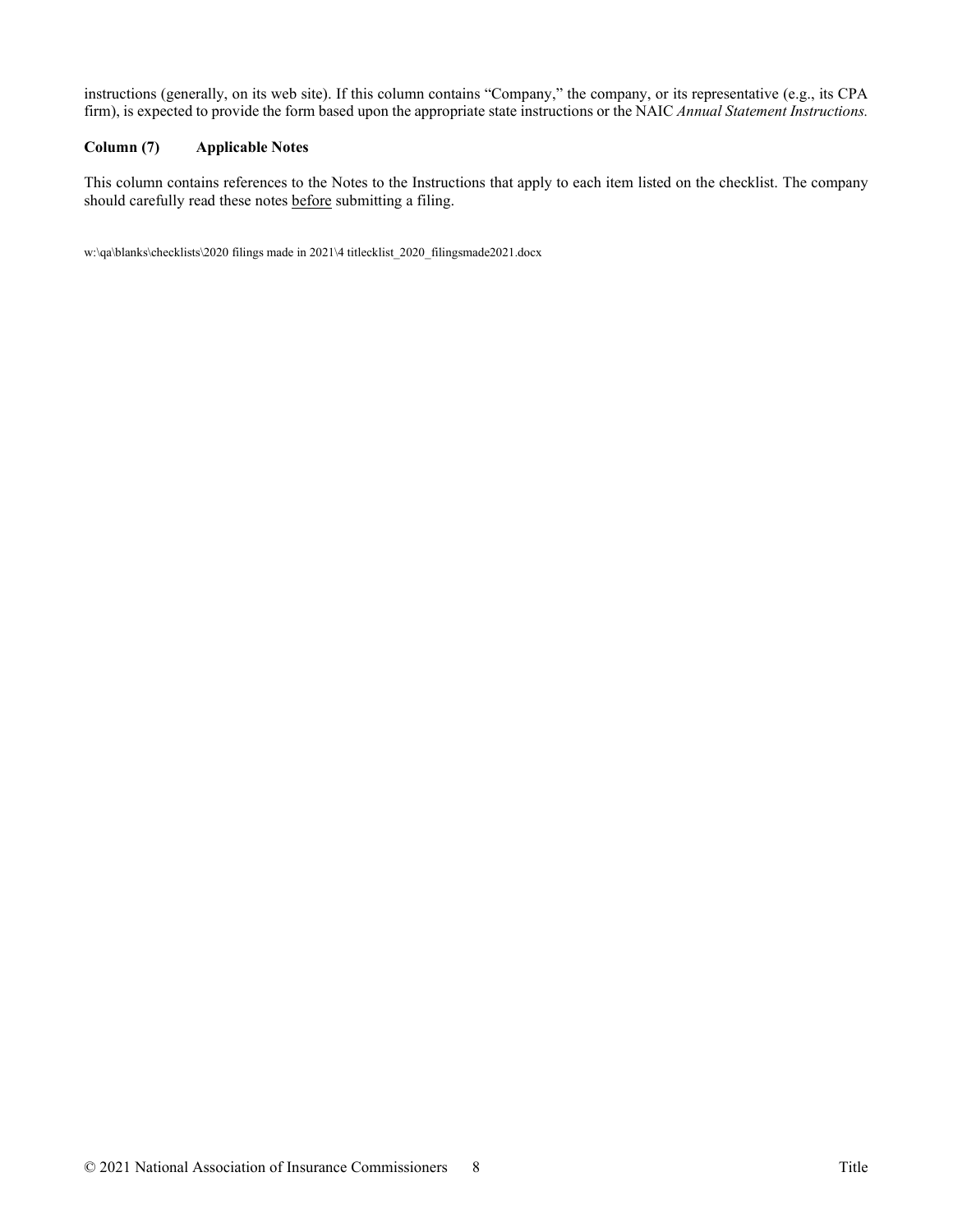instructions (generally, on its web site). If this column contains "Company," the company, or its representative (e.g., its CPA firm), is expected to provide the form based upon the appropriate state instructions or the NAIC *Annual Statement Instructions.*

**Column (7) Applicable Notes**

This column contains references to the Notes to the Instructions that apply to each item listed on the checklist. The company should carefully read these notes before submitting a filing.

w:\qa\blanks\checklists\2020 filings made in 2021\4 titlecklist_2020_filingsmade2021.docx